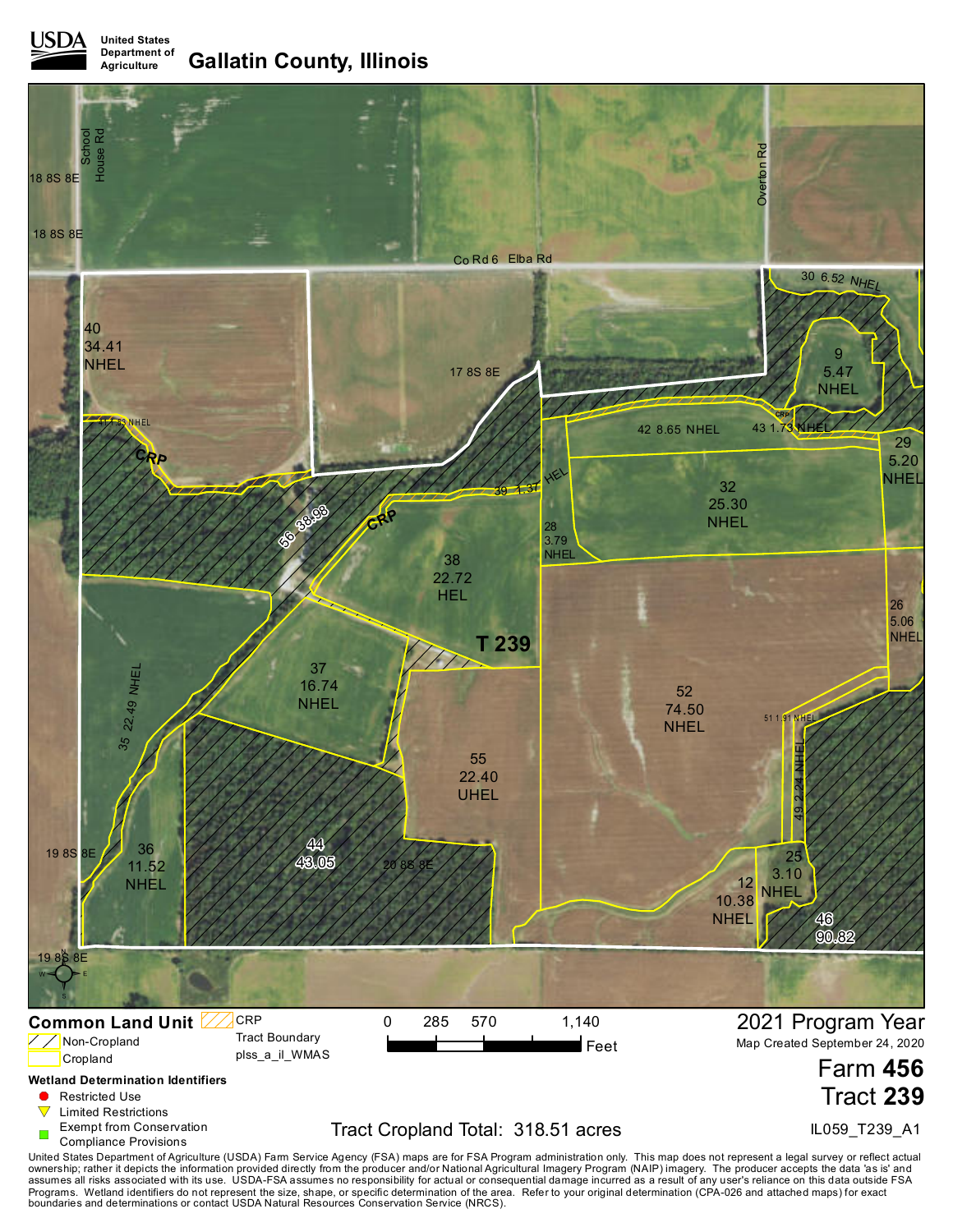# Gallatin County, Illinois

USDA United States Department of Agriculture

T 239

School House Rd | Overton Rd | Co Rd 6 Elba Rd

18 8S 8E | 17 8S 8E | 19 8S 8E | 20 8S 8E

| Field | Acres | Classification |
|---|---|---|
| 40 | 34.41 | NHEL |
| 41 | 1.83 | NHEL |
| 56 | 38.98 | CRP |
| 39 | 1.37 | HEL |
| 38 | 22.72 | HEL |
| 35 | 22.49 | NHEL |
| 37 | 16.74 | NHEL |
| 36 | 11.52 | NHEL |
| 44 | 43.05 | |
| 55 | 22.40 | UHEL |
| 30 | 6.52 | NHEL |
| 9 | 5.47 | NHEL |
| 42 | 8.65 | NHEL |
| 43 | 1.73 | NHEL |
| 29 | 5.20 | NHEL |
| 32 | 25.30 | NHEL |
| 28 | 3.79 | NHEL |
| 26 | 5.06 | NHEL |
| 52 | 74.50 | NHEL |
| 51 | 1.91 | NHEL |
| 49 | 2.24 | NHEL |
| 25 | 3.10 | NHEL |
| 12 | 10.38 | NHEL |
| 46 | 90.82 | |

**Common Land Unit**
- Non-Cropland
- Cropland
- CRP
- Tract Boundary
- plss_a_il_WMAS

**Wetland Determination Identifiers**
- Restricted Use
- Limited Restrictions
- Exempt from Conservation Compliance Provisions

0 285 570 1,140 Feet

Tract Cropland Total: 318.51 acres

2021 Program Year

Map Created September 24, 2020

**Farm 456**

**Tract 239**

IL059_T239_A1

United States Department of Agriculture (USDA) Farm Service Agency (FSA) maps are for FSA Program administration only. This map does not represent a legal survey or reflect actual ownership; rather it depicts the information provided directly from the producer and/or National Agricultural Imagery Program (NAIP) imagery. The producer accepts the data 'as is' and assumes all risks associated with its use. USDA-FSA assumes no responsibility for actual or consequential damage incurred as a result of any user's reliance on this data outside FSA Programs. Wetland identifiers do not represent the size, shape, or specific determination of the area. Refer to your original determination (CPA-026 and attached maps) for exact boundaries and determinations or contact USDA Natural Resources Conservation Service (NRCS).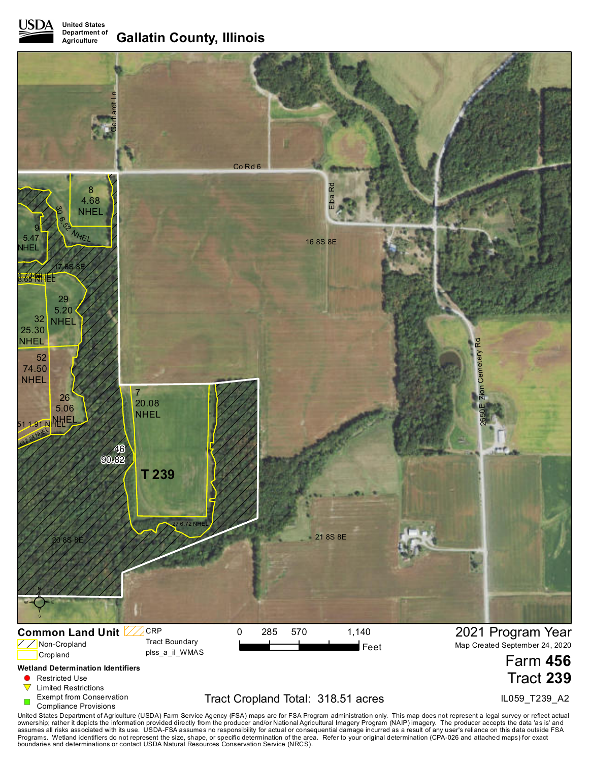**USDA** United States Department of Agriculture

# Gallatin County, Illinois

Gerhardt Ln

Co Rd 6

Elba Rd

2650E Zion Cemetery Rd

16 8S 8E

17 8S 8E

20 8S 8E

21 8S 8E

8
4.68
NHEL

30 6.52 NHEL

9
5.47
NHEL

1.73 NHEL
8.65 NHEL

29
5.20
NHEL

32
25.30
NHEL

52
74.50
NHEL

26
5.06
NHEL

51 1.91 NHEL

49 2.24 NHEL

7
20.08
NHEL

46
90.82

T 239

27 6.72 NHEL

## Common Land Unit

- Non-Cropland
- Cropland
- CRP
- Tract Boundary
- plss_a_il_WMAS

0 285 570 1,140
Feet

### Wetland Determination Identifiers

- Restricted Use
- Limited Restrictions
- Exempt from Conservation Compliance Provisions

Tract Cropland Total: 318.51 acres

**2021 Program Year**

Map Created September 24, 2020

**Farm 456**

**Tract 239**

IL059_T239_A2

United States Department of Agriculture (USDA) Farm Service Agency (FSA) maps are for FSA Program administration only. This map does not represent a legal survey or reflect actual ownership; rather it depicts the information provided directly from the producer and/or National Agricultural Imagery Program (NAIP) imagery. The producer accepts the data 'as is' and assumes all risks associated with its use. USDA-FSA assumes no responsibility for actual or consequential damage incurred as a result of any user's reliance on this data outside FSA Programs. Wetland identifiers do not represent the size, shape, or specific determination of the area. Refer to your original determination (CPA-026 and attached maps) for exact boundaries and determinations or contact USDA Natural Resources Conservation Service (NRCS).